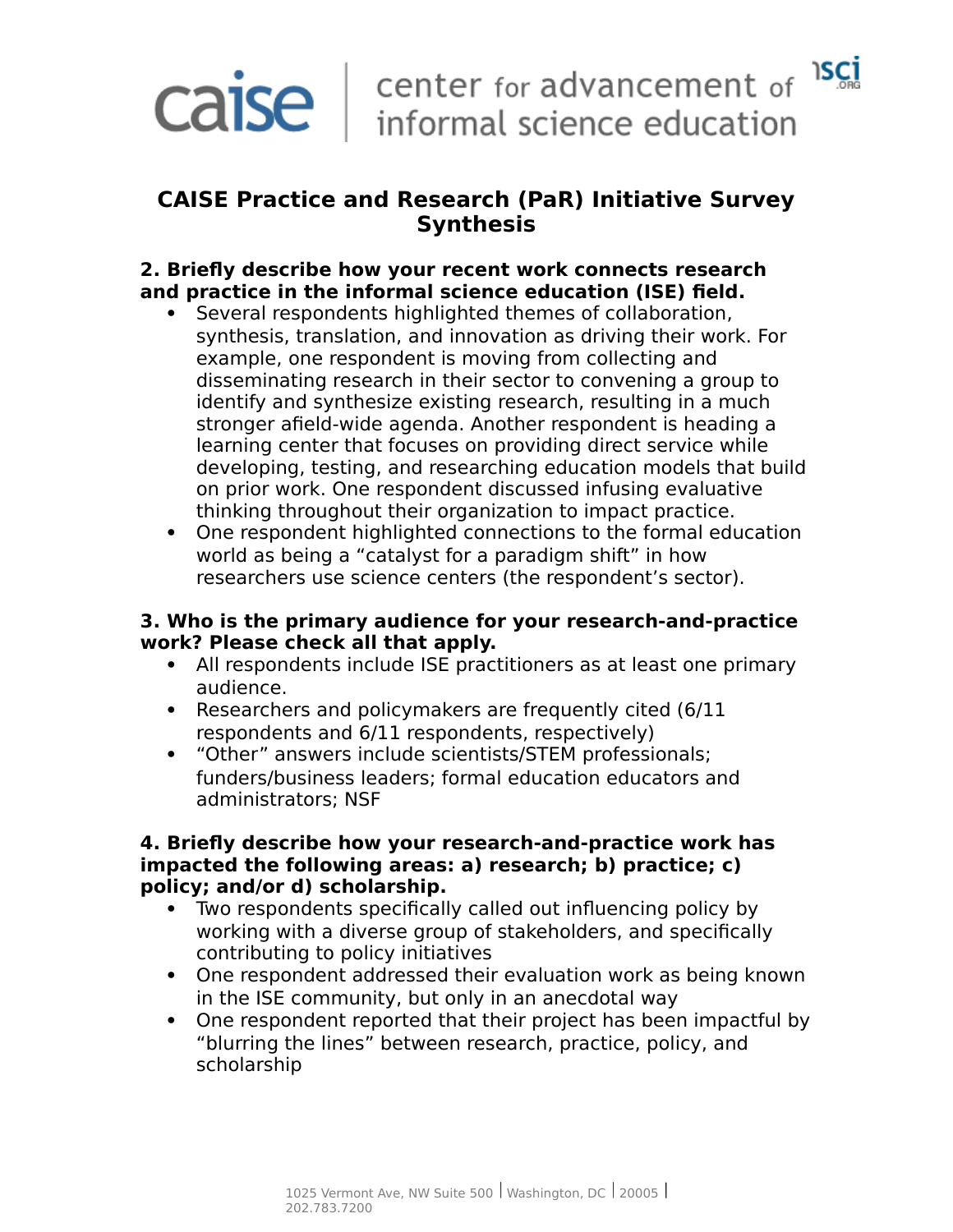# CAISE Practice and Research (PaR) Initiative Survey Synthesis

**2. Briefly describe how your recent work connects research and practice in the informal science education (ISE) field.**

- Several respondents highlighted themes of collaboration, synthesis, translation, and innovation as driving their work. For example, one respondent is moving from collecting and disseminating research in their sector to convening a group to identify and synthesize existing research, resulting in a much stronger afield-wide agenda. Another respondent is heading a learning center that focuses on providing direct service while developing, testing, and researching education models that build on prior work. One respondent discussed infusing evaluative thinking throughout their organization to impact practice.
- One respondent highlighted connections to the formal education world as being a "catalyst for a paradigm shift" in how researchers use science centers (the respondent's sector).

**3. Who is the primary audience for your research-and-practice work? Please check all that apply.**

- All respondents include ISE practitioners as at least one primary audience.
- Researchers and policymakers are frequently cited (6/11 respondents and 6/11 respondents, respectively)
- "Other" answers include scientists/STEM professionals; funders/business leaders; formal education educators and administrators; NSF

**4. Briefly describe how your research-and-practice work has impacted the following areas: a) research; b) practice; c) policy; and/or d) scholarship.**

- Two respondents specifically called out influencing policy by working with a diverse group of stakeholders, and specifically contributing to policy initiatives
- One respondent addressed their evaluation work as being known in the ISE community, but only in an anecdotal way
- One respondent reported that their project has been impactful by "blurring the lines" between research, practice, policy, and scholarship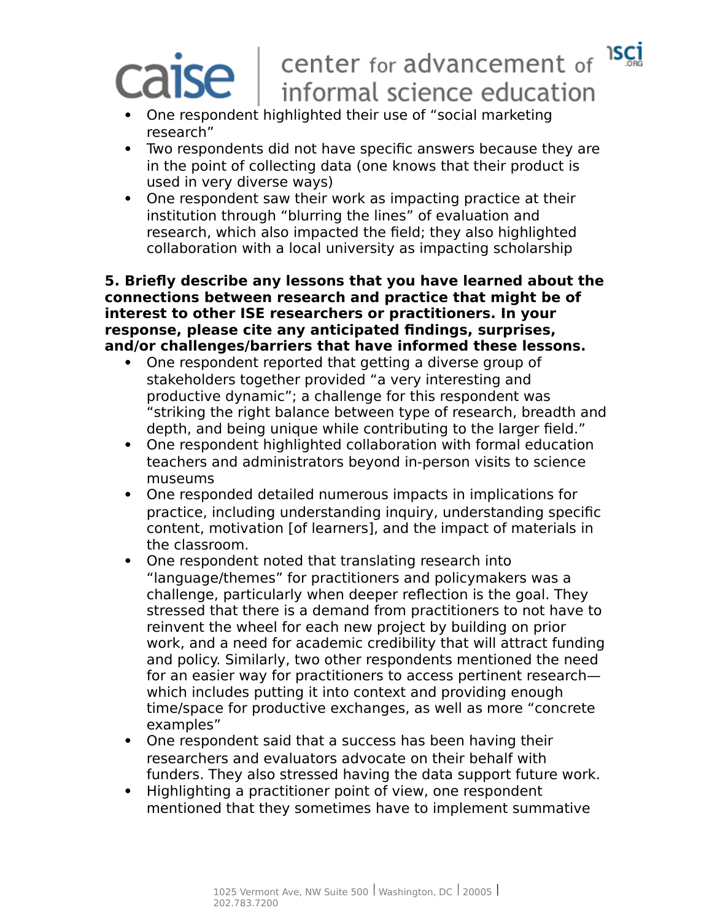- One respondent highlighted their use of "social marketing research"
- Two respondents did not have specific answers because they are in the point of collecting data (one knows that their product is used in very diverse ways)
- One respondent saw their work as impacting practice at their institution through "blurring the lines" of evaluation and research, which also impacted the field; they also highlighted collaboration with a local university as impacting scholarship

**5. Briefly describe any lessons that you have learned about the connections between research and practice that might be of interest to other ISE researchers or practitioners. In your response, please cite any anticipated findings, surprises, and/or challenges/barriers that have informed these lessons.**

- One respondent reported that getting a diverse group of stakeholders together provided "a very interesting and productive dynamic"; a challenge for this respondent was "striking the right balance between type of research, breadth and depth, and being unique while contributing to the larger field."
- One respondent highlighted collaboration with formal education teachers and administrators beyond in-person visits to science museums
- One responded detailed numerous impacts in implications for practice, including understanding inquiry, understanding specific content, motivation [of learners], and the impact of materials in the classroom.
- One respondent noted that translating research into "language/themes" for practitioners and policymakers was a challenge, particularly when deeper reflection is the goal. They stressed that there is a demand from practitioners to not have to reinvent the wheel for each new project by building on prior work, and a need for academic credibility that will attract funding and policy. Similarly, two other respondents mentioned the need for an easier way for practitioners to access pertinent research—which includes putting it into context and providing enough time/space for productive exchanges, as well as more "concrete examples"
- One respondent said that a success has been having their researchers and evaluators advocate on their behalf with funders. They also stressed having the data support future work.
- Highlighting a practitioner point of view, one respondent mentioned that they sometimes have to implement summative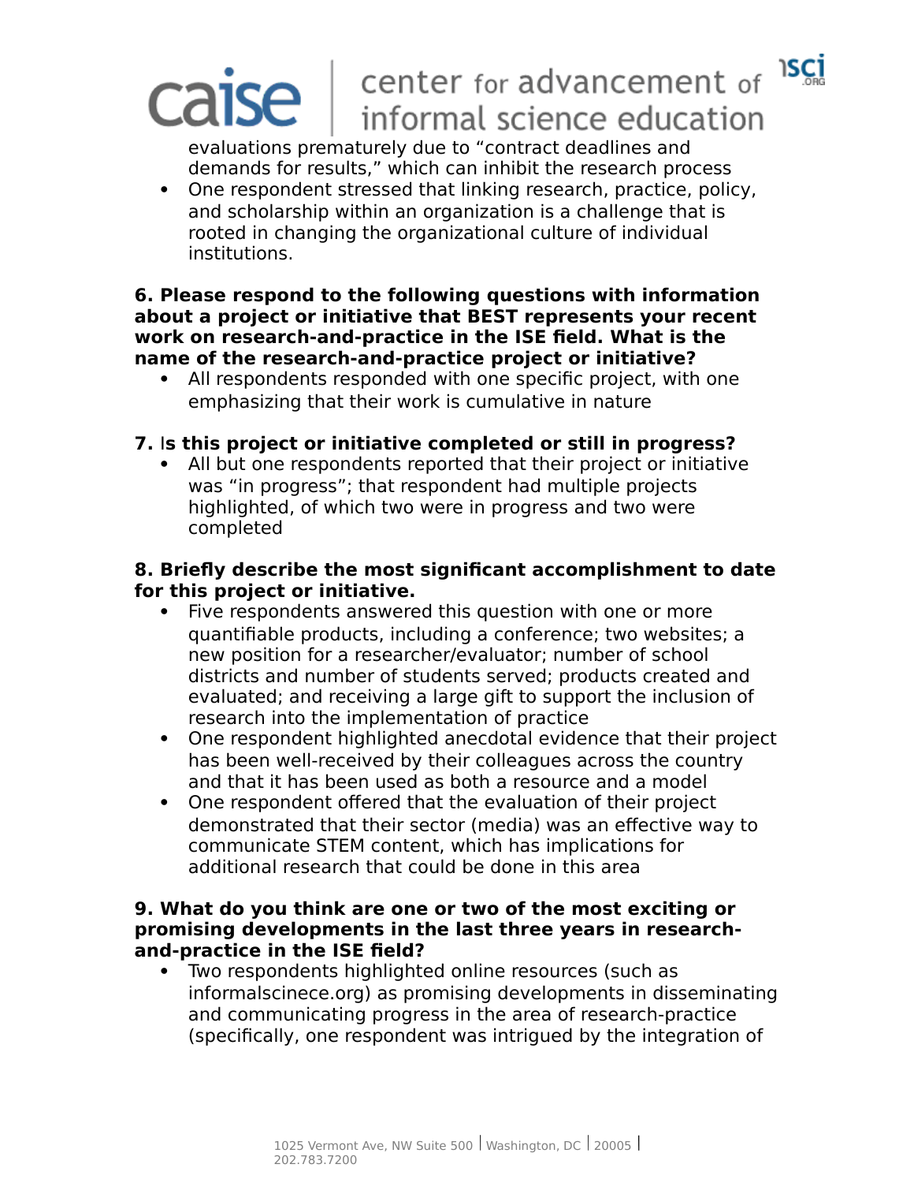evaluations prematurely due to “contract deadlines and demands for results,” which can inhibit the research process
- One respondent stressed that linking research, practice, policy, and scholarship within an organization is a challenge that is rooted in changing the organizational culture of individual institutions.

**6. Please respond to the following questions with information about a project or initiative that BEST represents your recent work on research-and-practice in the ISE field. What is the name of the research-and-practice project or initiative?**

- All respondents responded with one specific project, with one emphasizing that their work is cumulative in nature

**7. Is this project or initiative completed or still in progress?**

- All but one respondents reported that their project or initiative was “in progress”; that respondent had multiple projects highlighted, of which two were in progress and two were completed

**8. Briefly describe the most significant accomplishment to date for this project or initiative.**

- Five respondents answered this question with one or more quantifiable products, including a conference; two websites; a new position for a researcher/evaluator; number of school districts and number of students served; products created and evaluated; and receiving a large gift to support the inclusion of research into the implementation of practice
- One respondent highlighted anecdotal evidence that their project has been well-received by their colleagues across the country and that it has been used as both a resource and a model
- One respondent offered that the evaluation of their project demonstrated that their sector (media) was an effective way to communicate STEM content, which has implications for additional research that could be done in this area

**9. What do you think are one or two of the most exciting or promising developments in the last three years in research-and-practice in the ISE field?**

- Two respondents highlighted online resources (such as informalscinece.org) as promising developments in disseminating and communicating progress in the area of research-practice (specifically, one respondent was intrigued by the integration of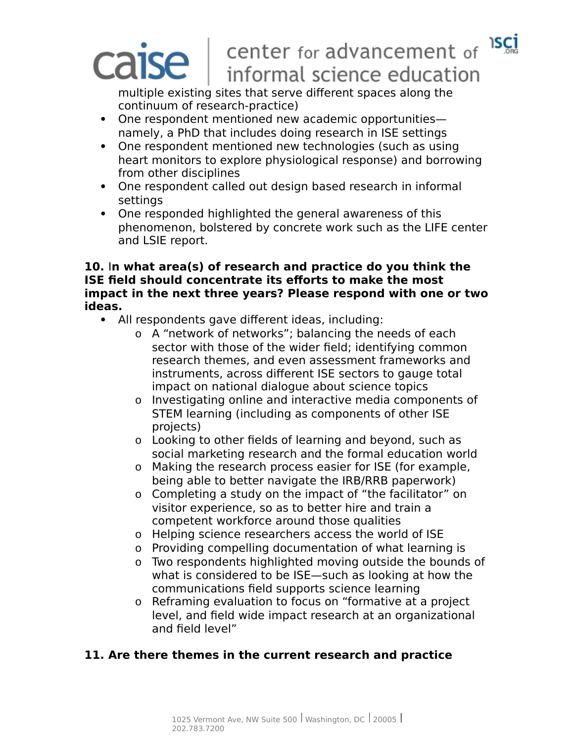multiple existing sites that serve different spaces along the continuum of research-practice)

- One respondent mentioned new academic opportunities—namely, a PhD that includes doing research in ISE settings
- One respondent mentioned new technologies (such as using heart monitors to explore physiological response) and borrowing from other disciplines
- One respondent called out design based research in informal settings
- One responded highlighted the general awareness of this phenomenon, bolstered by concrete work such as the LIFE center and LSIE report.

**10. In what area(s) of research and practice do you think the ISE field should concentrate its efforts to make the most impact in the next three years? Please respond with one or two ideas.**

- All respondents gave different ideas, including:
    - A "network of networks"; balancing the needs of each sector with those of the wider field; identifying common research themes, and even assessment frameworks and instruments, across different ISE sectors to gauge total impact on national dialogue about science topics
    - Investigating online and interactive media components of STEM learning (including as components of other ISE projects)
    - Looking to other fields of learning and beyond, such as social marketing research and the formal education world
    - Making the research process easier for ISE (for example, being able to better navigate the IRB/RRB paperwork)
    - Completing a study on the impact of "the facilitator" on visitor experience, so as to better hire and train a competent workforce around those qualities
    - Helping science researchers access the world of ISE
    - Providing compelling documentation of what learning is
    - Two respondents highlighted moving outside the bounds of what is considered to be ISE—such as looking at how the communications field supports science learning
    - Reframing evaluation to focus on "formative at a project level, and field wide impact research at an organizational and field level"

**11. Are there themes in the current research and practice**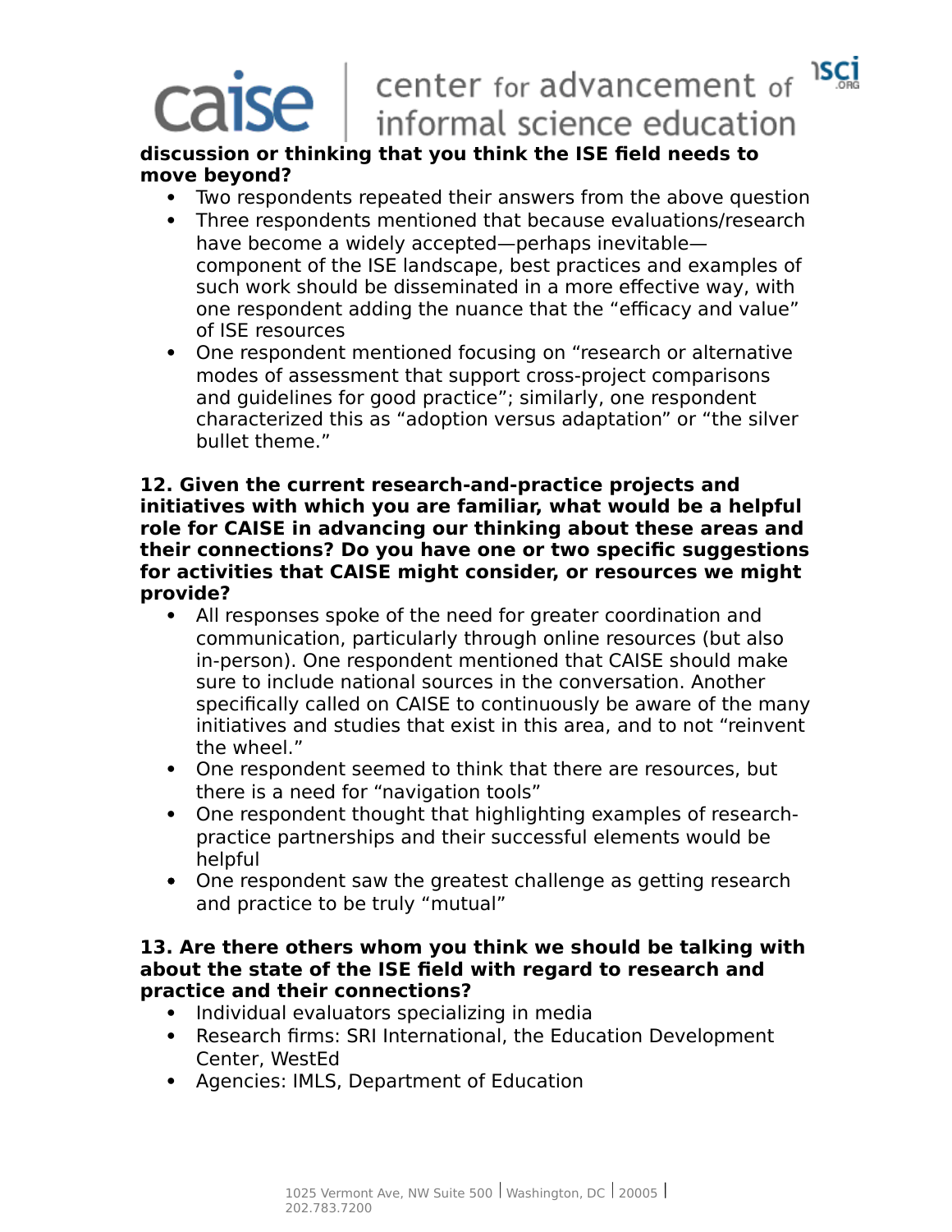**discussion or thinking that you think the ISE field needs to move beyond?**

- Two respondents repeated their answers from the above question
- Three respondents mentioned that because evaluations/research have become a widely accepted—perhaps inevitable—component of the ISE landscape, best practices and examples of such work should be disseminated in a more effective way, with one respondent adding the nuance that the "efficacy and value" of ISE resources
- One respondent mentioned focusing on "research or alternative modes of assessment that support cross-project comparisons and guidelines for good practice"; similarly, one respondent characterized this as "adoption versus adaptation" or "the silver bullet theme."

**12. Given the current research-and-practice projects and initiatives with which you are familiar, what would be a helpful role for CAISE in advancing our thinking about these areas and their connections? Do you have one or two specific suggestions for activities that CAISE might consider, or resources we might provide?**

- All responses spoke of the need for greater coordination and communication, particularly through online resources (but also in-person). One respondent mentioned that CAISE should make sure to include national sources in the conversation. Another specifically called on CAISE to continuously be aware of the many initiatives and studies that exist in this area, and to not "reinvent the wheel."
- One respondent seemed to think that there are resources, but there is a need for "navigation tools"
- One respondent thought that highlighting examples of research-practice partnerships and their successful elements would be helpful
- One respondent saw the greatest challenge as getting research and practice to be truly "mutual"

**13. Are there others whom you think we should be talking with about the state of the ISE field with regard to research and practice and their connections?**

- Individual evaluators specializing in media
- Research firms: SRI International, the Education Development Center, WestEd
- Agencies: IMLS, Department of Education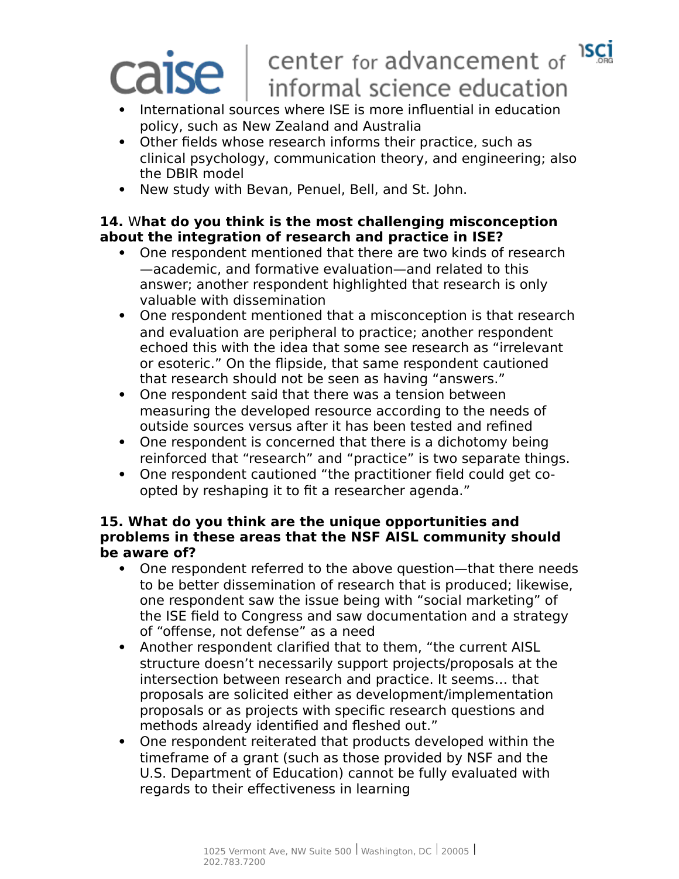- International sources where ISE is more influential in education policy, such as New Zealand and Australia
- Other fields whose research informs their practice, such as clinical psychology, communication theory, and engineering; also the DBIR model
- New study with Bevan, Penuel, Bell, and St. John.

**14. What do you think is the most challenging misconception about the integration of research and practice in ISE?**

- One respondent mentioned that there are two kinds of research—academic, and formative evaluation—and related to this answer; another respondent highlighted that research is only valuable with dissemination
- One respondent mentioned that a misconception is that research and evaluation are peripheral to practice; another respondent echoed this with the idea that some see research as “irrelevant or esoteric.” On the flipside, that same respondent cautioned that research should not be seen as having “answers.”
- One respondent said that there was a tension between measuring the developed resource according to the needs of outside sources versus after it has been tested and refined
- One respondent is concerned that there is a dichotomy being reinforced that “research” and “practice” is two separate things.
- One respondent cautioned “the practitioner field could get co-opted by reshaping it to fit a researcher agenda.”

**15. What do you think are the unique opportunities and problems in these areas that the NSF AISL community should be aware of?**

- One respondent referred to the above question—that there needs to be better dissemination of research that is produced; likewise, one respondent saw the issue being with “social marketing” of the ISE field to Congress and saw documentation and a strategy of “offense, not defense” as a need
- Another respondent clarified that to them, “the current AISL structure doesn’t necessarily support projects/proposals at the intersection between research and practice. It seems… that proposals are solicited either as development/implementation proposals or as projects with specific research questions and methods already identified and fleshed out.”
- One respondent reiterated that products developed within the timeframe of a grant (such as those provided by NSF and the U.S. Department of Education) cannot be fully evaluated with regards to their effectiveness in learning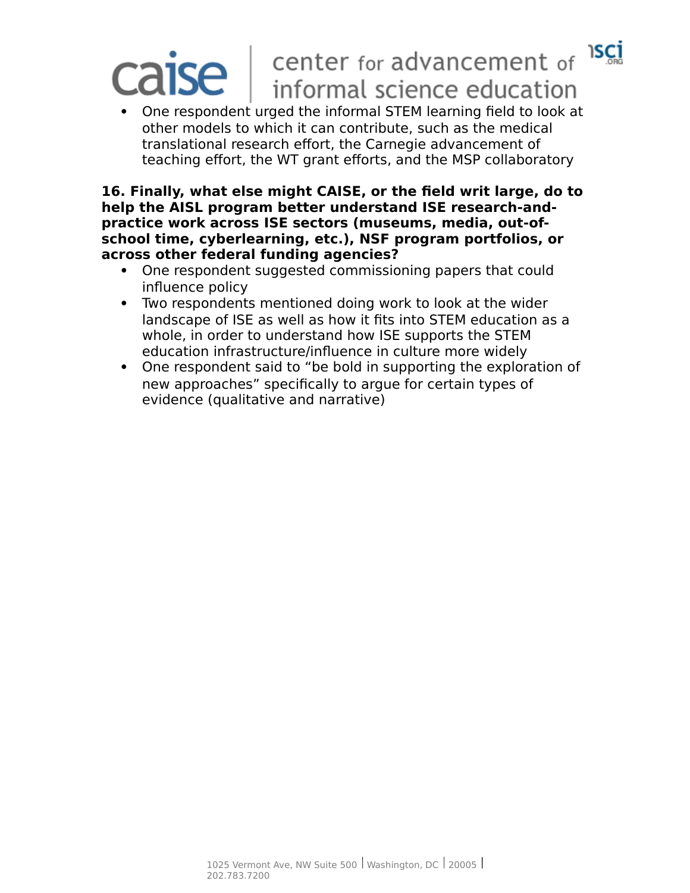- One respondent urged the informal STEM learning field to look at other models to which it can contribute, such as the medical translational research effort, the Carnegie advancement of teaching effort, the WT grant efforts, and the MSP collaboratory

**16. Finally, what else might CAISE, or the field writ large, do to help the AISL program better understand ISE research-and-practice work across ISE sectors (museums, media, out-of-school time, cyberlearning, etc.), NSF program portfolios, or across other federal funding agencies?**

- One respondent suggested commissioning papers that could influence policy
- Two respondents mentioned doing work to look at the wider landscape of ISE as well as how it fits into STEM education as a whole, in order to understand how ISE supports the STEM education infrastructure/influence in culture more widely
- One respondent said to “be bold in supporting the exploration of new approaches” specifically to argue for certain types of evidence (qualitative and narrative)